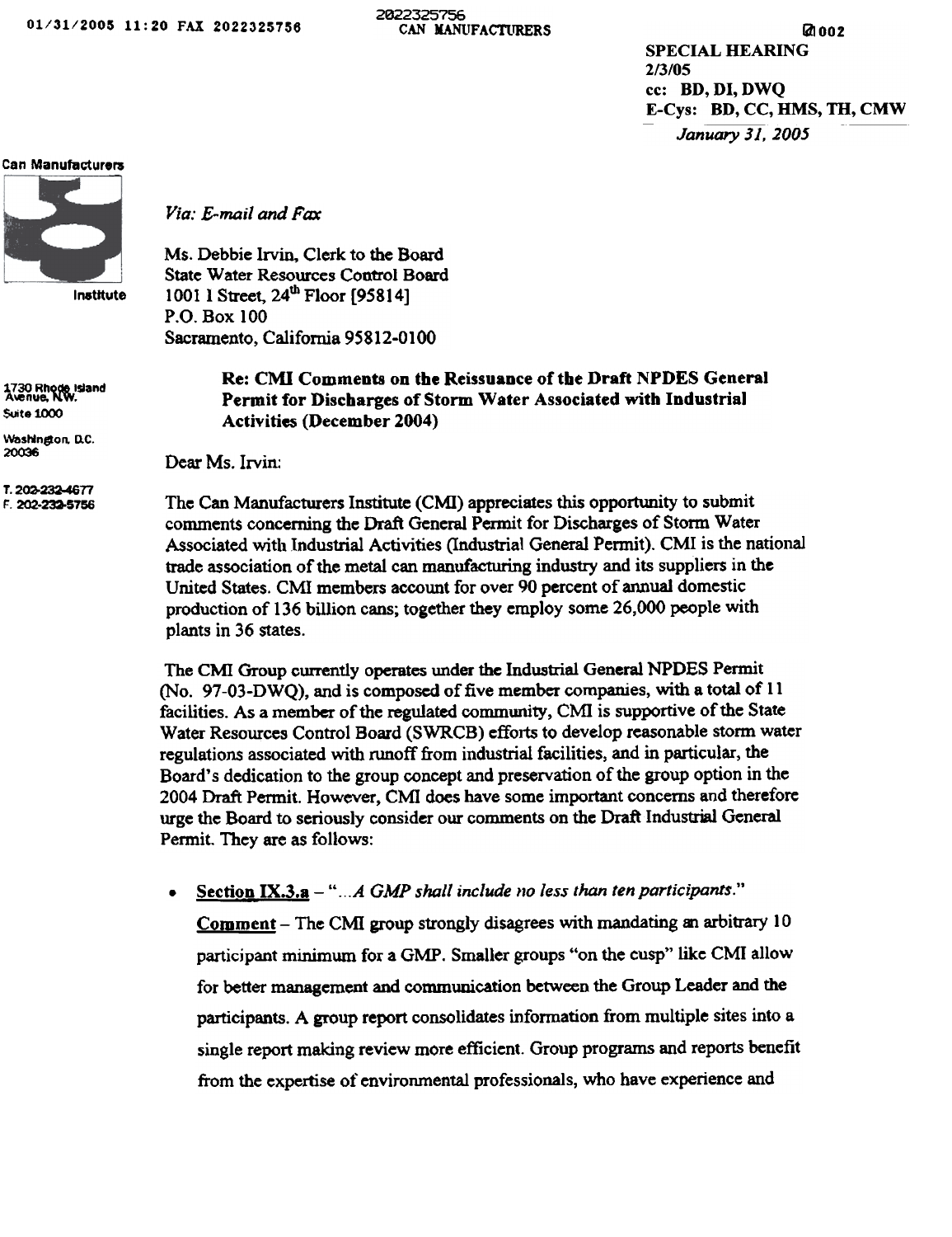SPECIAL HEARING
2/3/05
cc: BD, DI, DWQ
E-Cys: BD, CC, HMS, TH, CMW

*January 31, 2005*

Can Manufacturers Institute

1730 Rhode Island Avenue, N.W.
Suite 1000
Washington, D.C. 20036

T. 202-232-4677
F. 202-232-5756

*Via: E-mail and Fax*

Ms. Debbie Irvin, Clerk to the Board
State Water Resources Control Board
1001 I Street, 24th Floor [95814]
P.O. Box 100
Sacramento, California 95812-0100

**Re: CMI Comments on the Reissuance of the Draft NPDES General Permit for Discharges of Storm Water Associated with Industrial Activities (December 2004)**

Dear Ms. Irvin:

The Can Manufacturers Institute (CMI) appreciates this opportunity to submit comments concerning the Draft General Permit for Discharges of Storm Water Associated with Industrial Activities (Industrial General Permit). CMI is the national trade association of the metal can manufacturing industry and its suppliers in the United States. CMI members account for over 90 percent of annual domestic production of 136 billion cans; together they employ some 26,000 people with plants in 36 states.

The CMI Group currently operates under the Industrial General NPDES Permit (No. 97-03-DWQ), and is composed of five member companies, with a total of 11 facilities. As a member of the regulated community, CMI is supportive of the State Water Resources Control Board (SWRCB) efforts to develop reasonable storm water regulations associated with runoff from industrial facilities, and in particular, the Board's dedication to the group concept and preservation of the group option in the 2004 Draft Permit. However, CMI does have some important concerns and therefore urge the Board to seriously consider our comments on the Draft Industrial General Permit. They are as follows:

- **Section IX.3.a** – "*...A GMP shall include no less than ten participants.*"

  **Comment** – The CMI group strongly disagrees with mandating an arbitrary 10 participant minimum for a GMP. Smaller groups "on the cusp" like CMI allow for better management and communication between the Group Leader and the participants. A group report consolidates information from multiple sites into a single report making review more efficient. Group programs and reports benefit from the expertise of environmental professionals, who have experience and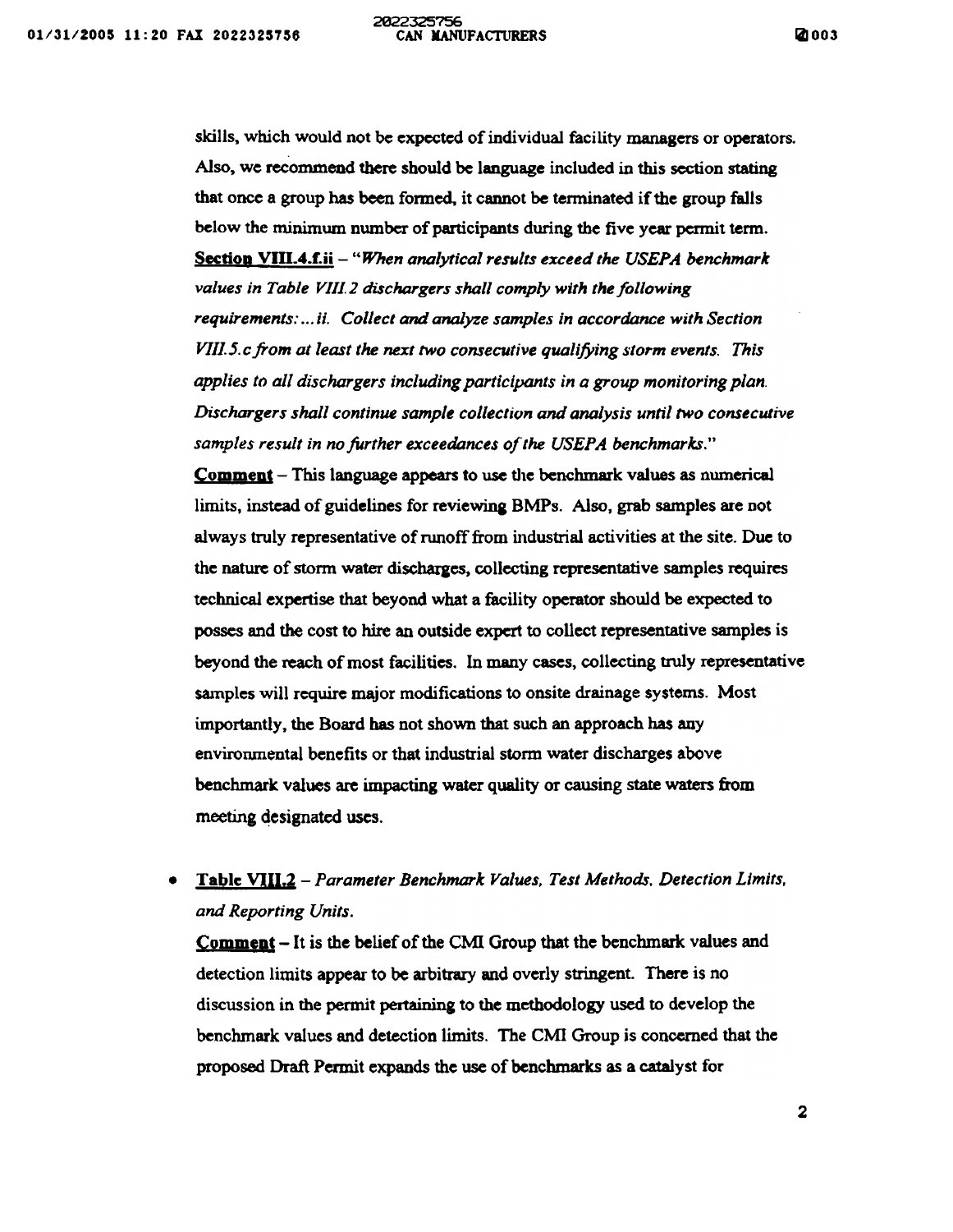skills, which would not be expected of individual facility managers or operators. Also, we recommend there should be language included in this section stating that once a group has been formed, it cannot be terminated if the group falls below the minimum number of participants during the five year permit term.

**Section VIII.4.f.ii** – "*When analytical results exceed the USEPA benchmark values in Table VIII.2 dischargers shall comply with the following requirements:...ii. Collect and analyze samples in accordance with Section VIII.5.c from at least the next two consecutive qualifying storm events. This applies to all dischargers including participants in a group monitoring plan. Dischargers shall continue sample collection and analysis until two consecutive samples result in no further exceedances of the USEPA benchmarks.*"

**Comment** – This language appears to use the benchmark values as numerical limits, instead of guidelines for reviewing BMPs. Also, grab samples are not always truly representative of runoff from industrial activities at the site. Due to the nature of storm water discharges, collecting representative samples requires technical expertise that beyond what a facility operator should be expected to posses and the cost to hire an outside expert to collect representative samples is beyond the reach of most facilities. In many cases, collecting truly representative samples will require major modifications to onsite drainage systems. Most importantly, the Board has not shown that such an approach has any environmental benefits or that industrial storm water discharges above benchmark values are impacting water quality or causing state waters from meeting designated uses.

- **Table VIII.2** – *Parameter Benchmark Values, Test Methods, Detection Limits, and Reporting Units.*

  **Comment** – It is the belief of the CMI Group that the benchmark values and detection limits appear to be arbitrary and overly stringent. There is no discussion in the permit pertaining to the methodology used to develop the benchmark values and detection limits. The CMI Group is concerned that the proposed Draft Permit expands the use of benchmarks as a catalyst for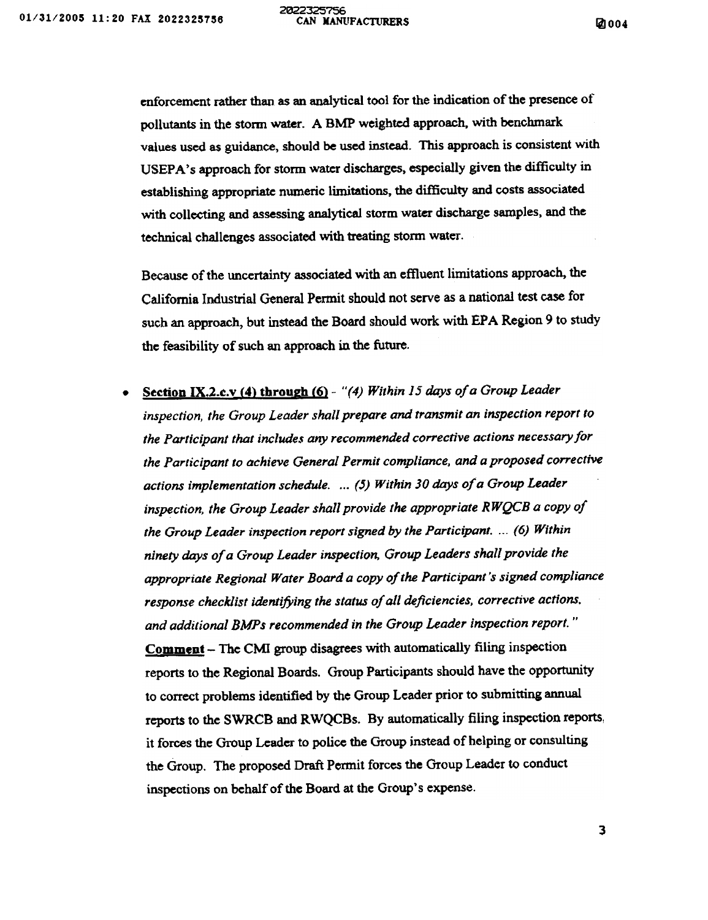enforcement rather than as an analytical tool for the indication of the presence of pollutants in the storm water. A BMP weighted approach, with benchmark values used as guidance, should be used instead. This approach is consistent with USEPA's approach for storm water discharges, especially given the difficulty in establishing appropriate numeric limitations, the difficulty and costs associated with collecting and assessing analytical storm water discharge samples, and the technical challenges associated with treating storm water.

Because of the uncertainty associated with an effluent limitations approach, the California Industrial General Permit should not serve as a national test case for such an approach, but instead the Board should work with EPA Region 9 to study the feasibility of such an approach in the future.

- **Section IX.2.c.v (4) through (6)** - *"(4) Within 15 days of a Group Leader inspection, the Group Leader shall prepare and transmit an inspection report to the Participant that includes any recommended corrective actions necessary for the Participant to achieve General Permit compliance, and a proposed corrective actions implementation schedule. ... (5) Within 30 days of a Group Leader inspection, the Group Leader shall provide the appropriate RWQCB a copy of the Group Leader inspection report signed by the Participant. ... (6) Within ninety days of a Group Leader inspection, Group Leaders shall provide the appropriate Regional Water Board a copy of the Participant's signed compliance response checklist identifying the status of all deficiencies, corrective actions, and additional BMPs recommended in the Group Leader inspection report."*
  **Comment** – The CMI group disagrees with automatically filing inspection reports to the Regional Boards. Group Participants should have the opportunity to correct problems identified by the Group Leader prior to submitting annual reports to the SWRCB and RWQCBs. By automatically filing inspection reports, it forces the Group Leader to police the Group instead of helping or consulting the Group. The proposed Draft Permit forces the Group Leader to conduct inspections on behalf of the Board at the Group's expense.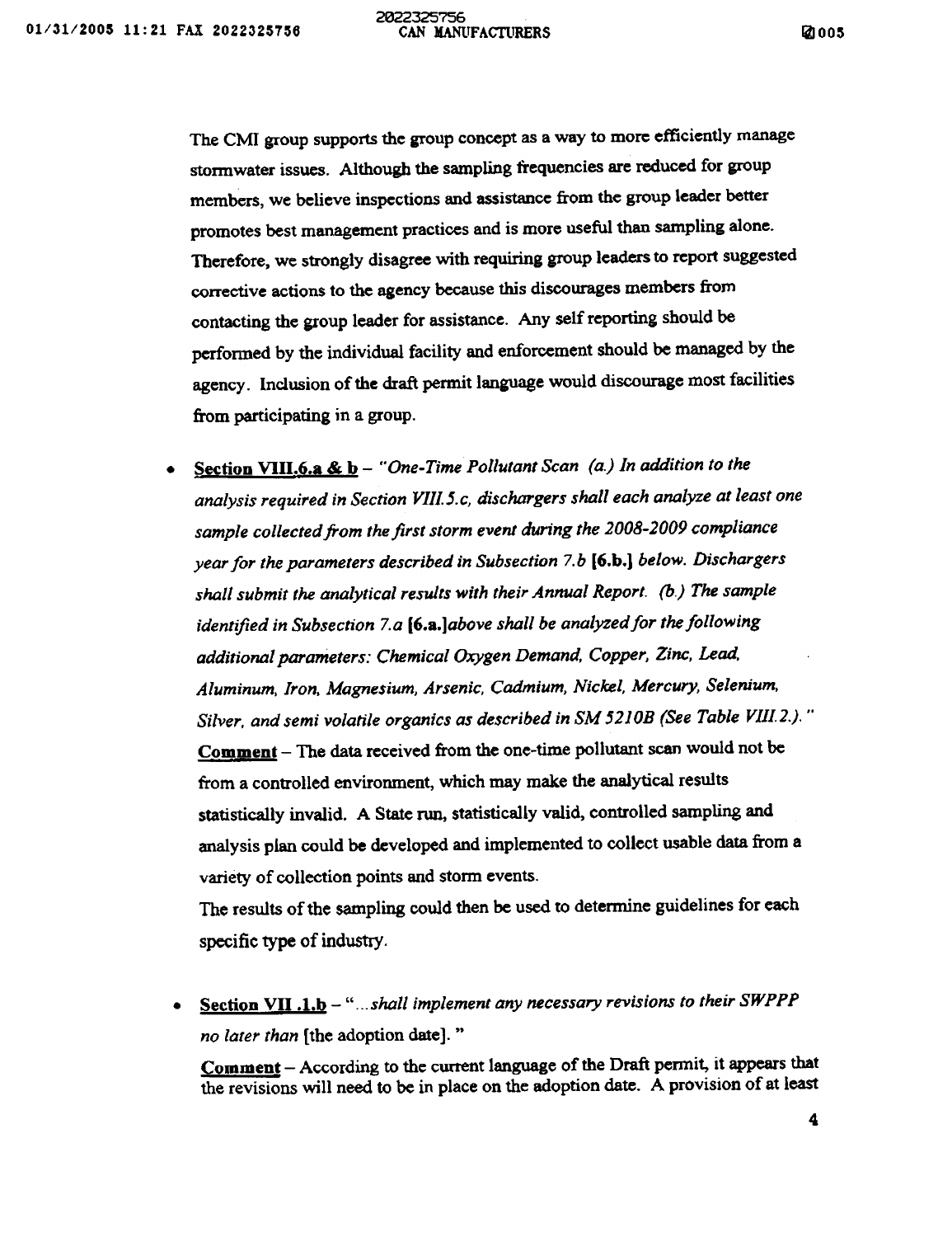The CMI group supports the group concept as a way to more efficiently manage stormwater issues. Although the sampling frequencies are reduced for group members, we believe inspections and assistance from the group leader better promotes best management practices and is more useful than sampling alone. Therefore, we strongly disagree with requiring group leaders to report suggested corrective actions to the agency because this discourages members from contacting the group leader for assistance. Any self reporting should be performed by the individual facility and enforcement should be managed by the agency. Inclusion of the draft permit language would discourage most facilities from participating in a group.

- **Section VIII.6.a & b** – *"One-Time Pollutant Scan (a.) In addition to the analysis required in Section VIII.5.c, dischargers shall each analyze at least one sample collected from the first storm event during the 2008-2009 compliance year for the parameters described in Subsection 7.b* **[6.b.]** *below. Dischargers shall submit the analytical results with their Annual Report. (b.) The sample identified in Subsection 7.a* **[6.a.]***above shall be analyzed for the following additional parameters: Chemical Oxygen Demand, Copper, Zinc, Lead, Aluminum, Iron, Magnesium, Arsenic, Cadmium, Nickel, Mercury, Selenium, Silver, and semi volatile organics as described in SM 5210B (See Table VIII.2.)."*

  **Comment** – The data received from the one-time pollutant scan would not be from a controlled environment, which may make the analytical results statistically invalid. A State run, statistically valid, controlled sampling and analysis plan could be developed and implemented to collect usable data from a variety of collection points and storm events.

  The results of the sampling could then be used to determine guidelines for each specific type of industry.

- **Section VII.1.b** – "*...shall implement any necessary revisions to their SWPPP no later than* [the adoption date]. "

  **Comment** – According to the current language of the Draft permit, it appears that the revisions will need to be in place on the adoption date. A provision of at least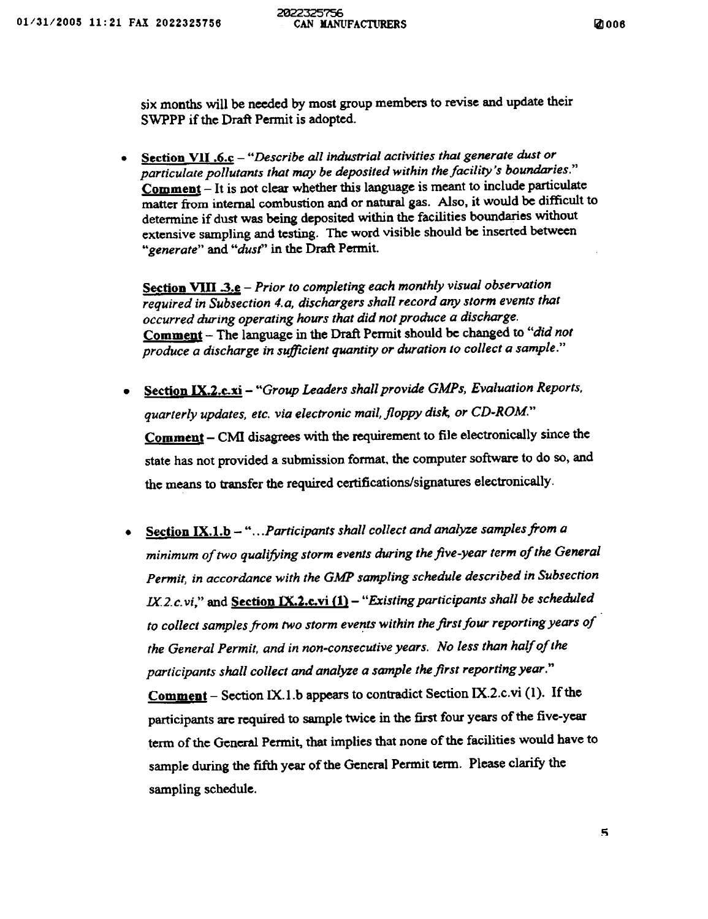six months will be needed by most group members to revise and update their SWPPP if the Draft Permit is adopted.

- **Section VII .6.c** – "*Describe all industrial activities that generate dust or particulate pollutants that may be deposited within the facility's boundaries.*" **Comment** – It is not clear whether this language is meant to include particulate matter from internal combustion and or natural gas. Also, it would be difficult to determine if dust was being deposited within the facilities boundaries without extensive sampling and testing. The word visible should be inserted between "*generate*" and "*dust*" in the Draft Permit.

  **Section VIII .3.e** – *Prior to completing each monthly visual observation required in Subsection 4.a, dischargers shall record any storm events that occurred during operating hours that did not produce a discharge.* **Comment** – The language in the Draft Permit should be changed to "*did not produce a discharge in sufficient quantity or duration to collect a sample.*"

- **Section IX.2.c.xi** – "*Group Leaders shall provide GMPs, Evaluation Reports, quarterly updates, etc. via electronic mail, floppy disk, or CD-ROM.*" **Comment** – CMI disagrees with the requirement to file electronically since the state has not provided a submission format, the computer software to do so, and the means to transfer the required certifications/signatures electronically.

- **Section IX.1.b** – "*...Participants shall collect and analyze samples from a minimum of two qualifying storm events during the five-year term of the General Permit, in accordance with the GMP sampling schedule described in Subsection IX.2.c.vi,*" and **Section IX.2.c.vi (1)** – "*Existing participants shall be scheduled to collect samples from two storm events within the first four reporting years of the General Permit, and in non-consecutive years. No less than half of the participants shall collect and analyze a sample the first reporting year.*" **Comment** – Section IX.1.b appears to contradict Section IX.2.c.vi (1). If the participants are required to sample twice in the first four years of the five-year term of the General Permit, that implies that none of the facilities would have to sample during the fifth year of the General Permit term. Please clarify the sampling schedule.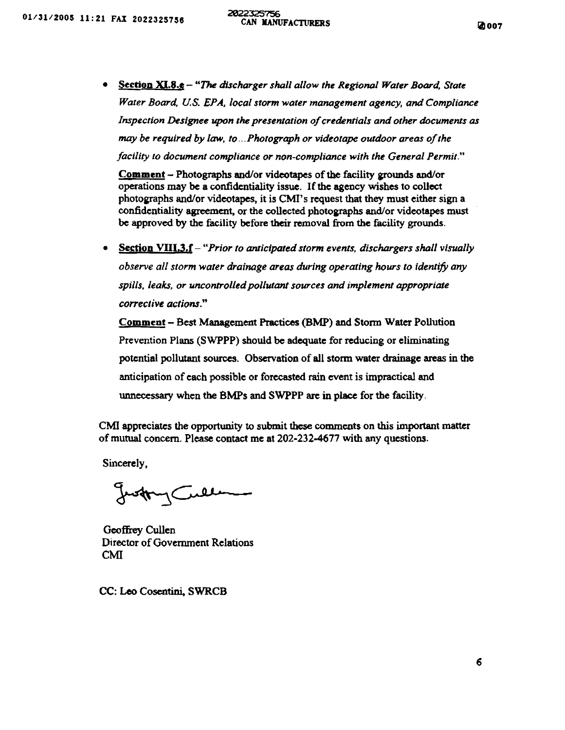- **Section XI.8.e** – "*The discharger shall allow the Regional Water Board, State Water Board, U.S. EPA, local storm water management agency, and Compliance Inspection Designee upon the presentation of credentials and other documents as may be required by law, to…Photograph or videotape outdoor areas of the facility to document compliance or non-compliance with the General Permit.*"

  **Comment** – Photographs and/or videotapes of the facility grounds and/or operations may be a confidentiality issue. If the agency wishes to collect photographs and/or videotapes, it is CMI's request that they must either sign a confidentiality agreement, or the collected photographs and/or videotapes must be approved by the facility before their removal from the facility grounds.

- **Section VIII.3.f** – "*Prior to anticipated storm events, dischargers shall visually observe all storm water drainage areas during operating hours to identify any spills, leaks, or uncontrolled pollutant sources and implement appropriate corrective actions.*"

  **Comment** – Best Management Practices (BMP) and Storm Water Pollution Prevention Plans (SWPPP) should be adequate for reducing or eliminating potential pollutant sources. Observation of all storm water drainage areas in the anticipation of each possible or forecasted rain event is impractical and unnecessary when the BMPs and SWPPP are in place for the facility.

CMI appreciates the opportunity to submit these comments on this important matter of mutual concern. Please contact me at 202-232-4677 with any questions.

Sincerely,

Geoffrey Cullen
Director of Government Relations
CMI

CC: Leo Cosentini, SWRCB